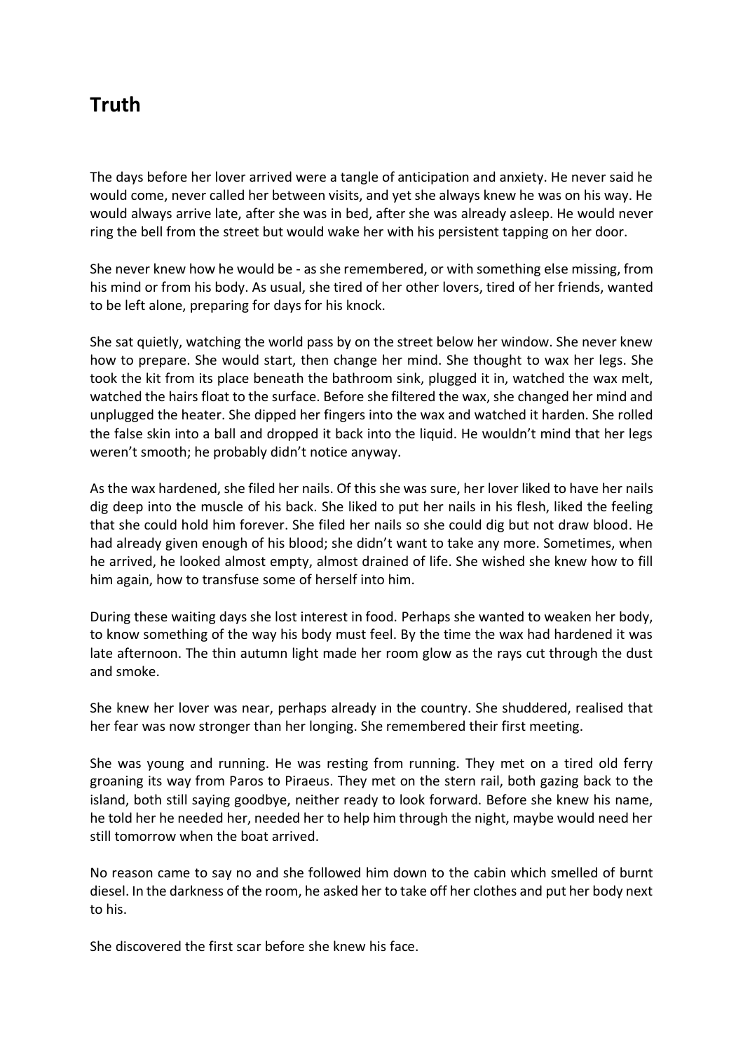## Truth

The days before her lover arrived were a tangle of anticipation and anxiety. He never said he would come, never called her between visits, and yet she always knew he was on his way. He would always arrive late, after she was in bed, after she was already asleep. He would never ring the bell from the street but would wake her with his persistent tapping on her door.

She never knew how he would be - as she remembered, or with something else missing, from his mind or from his body. As usual, she tired of her other lovers, tired of her friends, wanted to be left alone, preparing for days for his knock.

She sat quietly, watching the world pass by on the street below her window. She never knew how to prepare. She would start, then change her mind. She thought to wax her legs. She took the kit from its place beneath the bathroom sink, plugged it in, watched the wax melt, watched the hairs float to the surface. Before she filtered the wax, she changed her mind and unplugged the heater. She dipped her fingers into the wax and watched it harden. She rolled the false skin into a ball and dropped it back into the liquid. He wouldn't mind that her legs weren't smooth; he probably didn't notice anyway.

As the wax hardened, she filed her nails. Of this she was sure, her lover liked to have her nails dig deep into the muscle of his back. She liked to put her nails in his flesh, liked the feeling that she could hold him forever. She filed her nails so she could dig but not draw blood. He had already given enough of his blood; she didn't want to take any more. Sometimes, when he arrived, he looked almost empty, almost drained of life. She wished she knew how to fill him again, how to transfuse some of herself into him.

During these waiting days she lost interest in food. Perhaps she wanted to weaken her body, to know something of the way his body must feel. By the time the wax had hardened it was late afternoon. The thin autumn light made her room glow as the rays cut through the dust and smoke.

She knew her lover was near, perhaps already in the country. She shuddered, realised that her fear was now stronger than her longing. She remembered their first meeting.

She was young and running. He was resting from running. They met on a tired old ferry groaning its way from Paros to Piraeus. They met on the stern rail, both gazing back to the island, both still saying goodbye, neither ready to look forward. Before she knew his name, he told her he needed her, needed her to help him through the night, maybe would need her still tomorrow when the boat arrived.

No reason came to say no and she followed him down to the cabin which smelled of burnt diesel. In the darkness of the room, he asked her to take off her clothes and put her body next to his.

She discovered the first scar before she knew his face.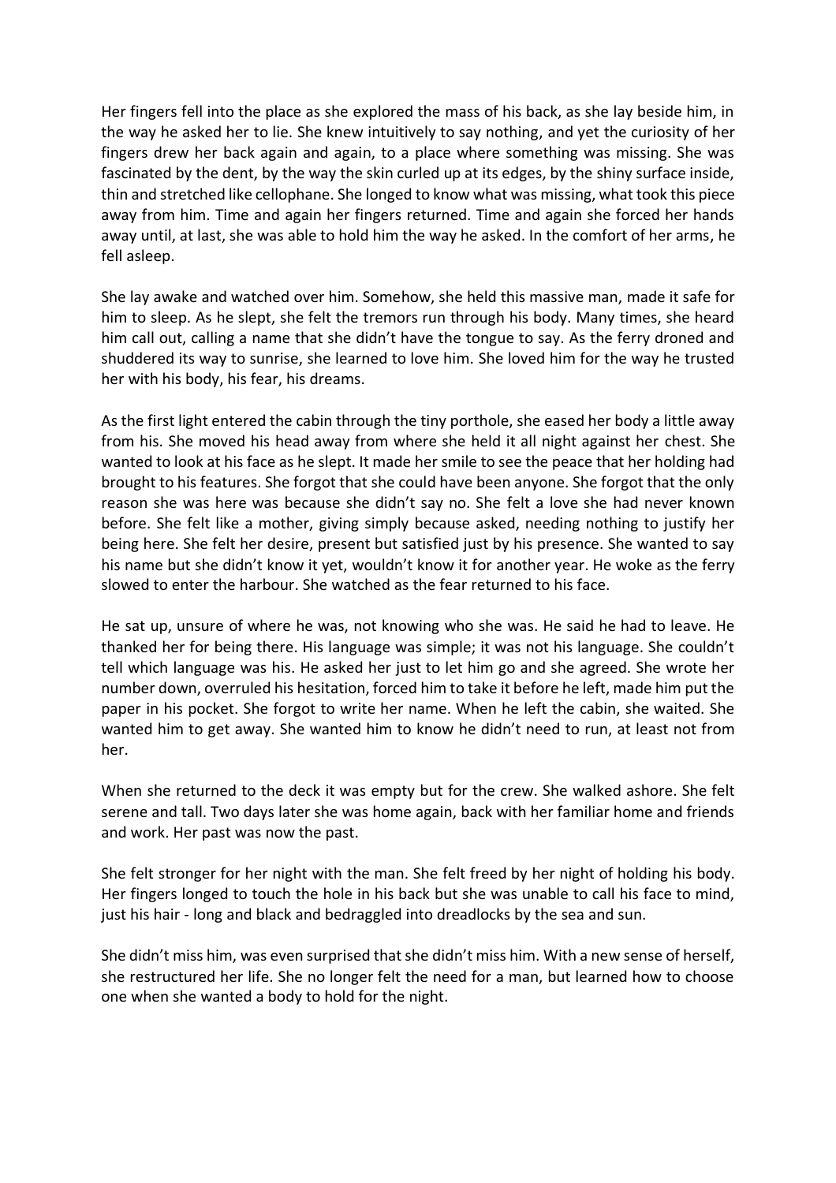Her fingers fell into the place as she explored the mass of his back, as she lay beside him, in the way he asked her to lie. She knew intuitively to say nothing, and yet the curiosity of her fingers drew her back again and again, to a place where something was missing. She was fascinated by the dent, by the way the skin curled up at its edges, by the shiny surface inside, thin and stretched like cellophane. She longed to know what was missing, what took this piece away from him. Time and again her fingers returned. Time and again she forced her hands away until, at last, she was able to hold him the way he asked. In the comfort of her arms, he fell asleep.

She lay awake and watched over him. Somehow, she held this massive man, made it safe for him to sleep. As he slept, she felt the tremors run through his body. Many times, she heard him call out, calling a name that she didn't have the tongue to say. As the ferry droned and shuddered its way to sunrise, she learned to love him. She loved him for the way he trusted her with his body, his fear, his dreams.

As the first light entered the cabin through the tiny porthole, she eased her body a little away from his. She moved his head away from where she held it all night against her chest. She wanted to look at his face as he slept. It made her smile to see the peace that her holding had brought to his features. She forgot that she could have been anyone. She forgot that the only reason she was here was because she didn't say no. She felt a love she had never known before. She felt like a mother, giving simply because asked, needing nothing to justify her being here. She felt her desire, present but satisfied just by his presence. She wanted to say his name but she didn't know it yet, wouldn't know it for another year. He woke as the ferry slowed to enter the harbour. She watched as the fear returned to his face.

He sat up, unsure of where he was, not knowing who she was. He said he had to leave. He thanked her for being there. His language was simple; it was not his language. She couldn't tell which language was his. He asked her just to let him go and she agreed. She wrote her number down, overruled his hesitation, forced him to take it before he left, made him put the paper in his pocket. She forgot to write her name. When he left the cabin, she waited. She wanted him to get away. She wanted him to know he didn't need to run, at least not from her.

When she returned to the deck it was empty but for the crew. She walked ashore. She felt serene and tall. Two days later she was home again, back with her familiar home and friends and work. Her past was now the past.

She felt stronger for her night with the man. She felt freed by her night of holding his body. Her fingers longed to touch the hole in his back but she was unable to call his face to mind, just his hair - long and black and bedraggled into dreadlocks by the sea and sun.

She didn't miss him, was even surprised that she didn't miss him. With a new sense of herself, she restructured her life. She no longer felt the need for a man, but learned how to choose one when she wanted a body to hold for the night.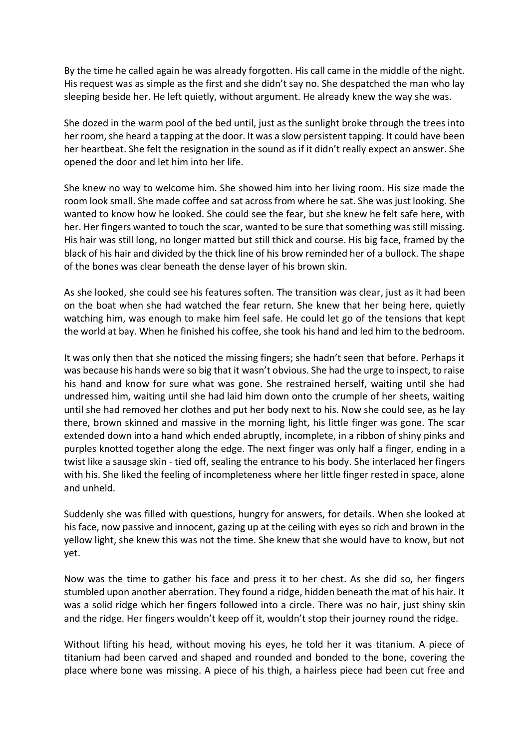By the time he called again he was already forgotten. His call came in the middle of the night. His request was as simple as the first and she didn't say no. She despatched the man who lay sleeping beside her. He left quietly, without argument. He already knew the way she was.

She dozed in the warm pool of the bed until, just as the sunlight broke through the trees into her room, she heard a tapping at the door. It was a slow persistent tapping. It could have been her heartbeat. She felt the resignation in the sound as if it didn't really expect an answer. She opened the door and let him into her life.

She knew no way to welcome him. She showed him into her living room. His size made the room look small. She made coffee and sat across from where he sat. She was just looking. She wanted to know how he looked. She could see the fear, but she knew he felt safe here, with her. Her fingers wanted to touch the scar, wanted to be sure that something was still missing. His hair was still long, no longer matted but still thick and course. His big face, framed by the black of his hair and divided by the thick line of his brow reminded her of a bullock. The shape of the bones was clear beneath the dense layer of his brown skin.

As she looked, she could see his features soften. The transition was clear, just as it had been on the boat when she had watched the fear return. She knew that her being here, quietly watching him, was enough to make him feel safe. He could let go of the tensions that kept the world at bay. When he finished his coffee, she took his hand and led him to the bedroom.

It was only then that she noticed the missing fingers; she hadn't seen that before. Perhaps it was because his hands were so big that it wasn't obvious. She had the urge to inspect, to raise his hand and know for sure what was gone. She restrained herself, waiting until she had undressed him, waiting until she had laid him down onto the crumple of her sheets, waiting until she had removed her clothes and put her body next to his. Now she could see, as he lay there, brown skinned and massive in the morning light, his little finger was gone. The scar extended down into a hand which ended abruptly, incomplete, in a ribbon of shiny pinks and purples knotted together along the edge. The next finger was only half a finger, ending in a twist like a sausage skin - tied off, sealing the entrance to his body. She interlaced her fingers with his. She liked the feeling of incompleteness where her little finger rested in space, alone and unheld.

Suddenly she was filled with questions, hungry for answers, for details. When she looked at his face, now passive and innocent, gazing up at the ceiling with eyes so rich and brown in the yellow light, she knew this was not the time. She knew that she would have to know, but not yet.

Now was the time to gather his face and press it to her chest. As she did so, her fingers stumbled upon another aberration. They found a ridge, hidden beneath the mat of his hair. It was a solid ridge which her fingers followed into a circle. There was no hair, just shiny skin and the ridge. Her fingers wouldn't keep off it, wouldn't stop their journey round the ridge.

Without lifting his head, without moving his eyes, he told her it was titanium. A piece of titanium had been carved and shaped and rounded and bonded to the bone, covering the place where bone was missing. A piece of his thigh, a hairless piece had been cut free and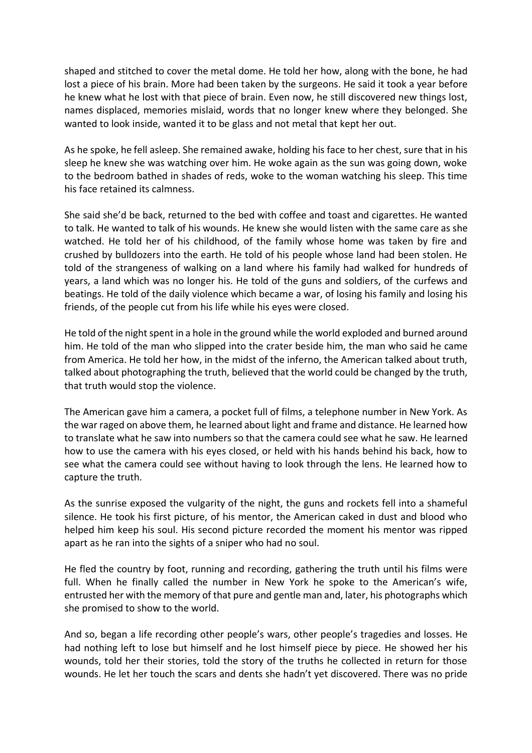shaped and stitched to cover the metal dome. He told her how, along with the bone, he had lost a piece of his brain. More had been taken by the surgeons. He said it took a year before he knew what he lost with that piece of brain. Even now, he still discovered new things lost, names displaced, memories mislaid, words that no longer knew where they belonged. She wanted to look inside, wanted it to be glass and not metal that kept her out.

As he spoke, he fell asleep. She remained awake, holding his face to her chest, sure that in his sleep he knew she was watching over him. He woke again as the sun was going down, woke to the bedroom bathed in shades of reds, woke to the woman watching his sleep. This time his face retained its calmness.

She said she'd be back, returned to the bed with coffee and toast and cigarettes. He wanted to talk. He wanted to talk of his wounds. He knew she would listen with the same care as she watched. He told her of his childhood, of the family whose home was taken by fire and crushed by bulldozers into the earth. He told of his people whose land had been stolen. He told of the strangeness of walking on a land where his family had walked for hundreds of years, a land which was no longer his. He told of the guns and soldiers, of the curfews and beatings. He told of the daily violence which became a war, of losing his family and losing his friends, of the people cut from his life while his eyes were closed.

He told of the night spent in a hole in the ground while the world exploded and burned around him. He told of the man who slipped into the crater beside him, the man who said he came from America. He told her how, in the midst of the inferno, the American talked about truth, talked about photographing the truth, believed that the world could be changed by the truth, that truth would stop the violence.

The American gave him a camera, a pocket full of films, a telephone number in New York. As the war raged on above them, he learned about light and frame and distance. He learned how to translate what he saw into numbers so that the camera could see what he saw. He learned how to use the camera with his eyes closed, or held with his hands behind his back, how to see what the camera could see without having to look through the lens. He learned how to capture the truth.

As the sunrise exposed the vulgarity of the night, the guns and rockets fell into a shameful silence. He took his first picture, of his mentor, the American caked in dust and blood who helped him keep his soul. His second picture recorded the moment his mentor was ripped apart as he ran into the sights of a sniper who had no soul.

He fled the country by foot, running and recording, gathering the truth until his films were full. When he finally called the number in New York he spoke to the American's wife, entrusted her with the memory of that pure and gentle man and, later, his photographs which she promised to show to the world.

And so, began a life recording other people's wars, other people's tragedies and losses. He had nothing left to lose but himself and he lost himself piece by piece. He showed her his wounds, told her their stories, told the story of the truths he collected in return for those wounds. He let her touch the scars and dents she hadn't yet discovered. There was no pride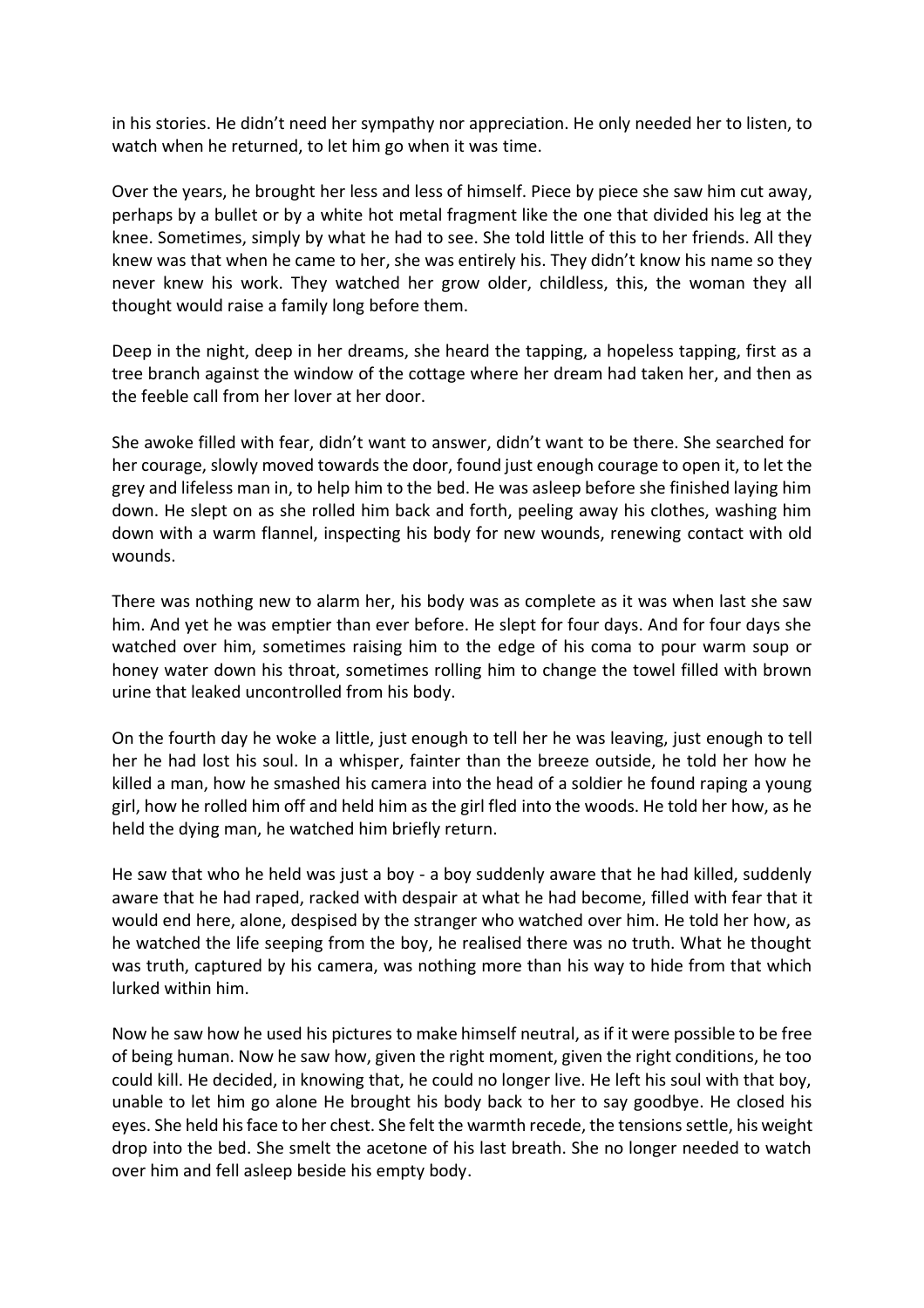in his stories. He didn't need her sympathy nor appreciation. He only needed her to listen, to watch when he returned, to let him go when it was time.

Over the years, he brought her less and less of himself. Piece by piece she saw him cut away, perhaps by a bullet or by a white hot metal fragment like the one that divided his leg at the knee. Sometimes, simply by what he had to see. She told little of this to her friends. All they knew was that when he came to her, she was entirely his. They didn't know his name so they never knew his work. They watched her grow older, childless, this, the woman they all thought would raise a family long before them.

Deep in the night, deep in her dreams, she heard the tapping, a hopeless tapping, first as a tree branch against the window of the cottage where her dream had taken her, and then as the feeble call from her lover at her door.

She awoke filled with fear, didn't want to answer, didn't want to be there. She searched for her courage, slowly moved towards the door, found just enough courage to open it, to let the grey and lifeless man in, to help him to the bed. He was asleep before she finished laying him down. He slept on as she rolled him back and forth, peeling away his clothes, washing him down with a warm flannel, inspecting his body for new wounds, renewing contact with old wounds.

There was nothing new to alarm her, his body was as complete as it was when last she saw him. And yet he was emptier than ever before. He slept for four days. And for four days she watched over him, sometimes raising him to the edge of his coma to pour warm soup or honey water down his throat, sometimes rolling him to change the towel filled with brown urine that leaked uncontrolled from his body.

On the fourth day he woke a little, just enough to tell her he was leaving, just enough to tell her he had lost his soul. In a whisper, fainter than the breeze outside, he told her how he killed a man, how he smashed his camera into the head of a soldier he found raping a young girl, how he rolled him off and held him as the girl fled into the woods. He told her how, as he held the dying man, he watched him briefly return.

He saw that who he held was just a boy - a boy suddenly aware that he had killed, suddenly aware that he had raped, racked with despair at what he had become, filled with fear that it would end here, alone, despised by the stranger who watched over him. He told her how, as he watched the life seeping from the boy, he realised there was no truth. What he thought was truth, captured by his camera, was nothing more than his way to hide from that which lurked within him.

Now he saw how he used his pictures to make himself neutral, as if it were possible to be free of being human. Now he saw how, given the right moment, given the right conditions, he too could kill. He decided, in knowing that, he could no longer live. He left his soul with that boy, unable to let him go alone He brought his body back to her to say goodbye. He closed his eyes. She held his face to her chest. She felt the warmth recede, the tensions settle, his weight drop into the bed. She smelt the acetone of his last breath. She no longer needed to watch over him and fell asleep beside his empty body.